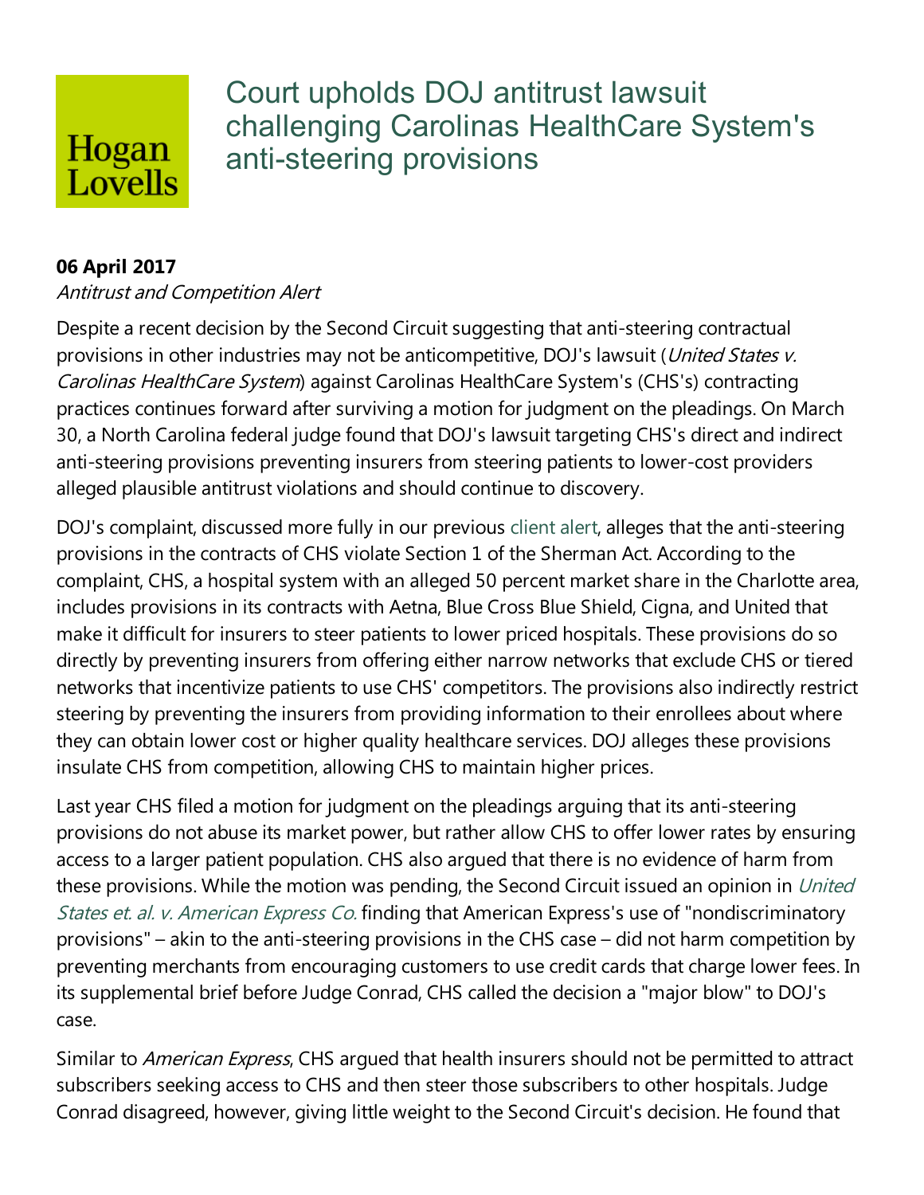Hogan Lovells

# Court upholds DOJ antitrust lawsuit challenging Carolinas HealthCare System's anti-steering provisions

**06 April 2017**
*Antitrust and Competition Alert*

Despite a recent decision by the Second Circuit suggesting that anti-steering contractual provisions in other industries may not be anticompetitive, DOJ's lawsuit (*United States v. Carolinas HealthCare System*) against Carolinas HealthCare System's (CHS's) contracting practices continues forward after surviving a motion for judgment on the pleadings. On March 30, a North Carolina federal judge found that DOJ's lawsuit targeting CHS's direct and indirect anti-steering provisions preventing insurers from steering patients to lower-cost providers alleged plausible antitrust violations and should continue to discovery.

DOJ's complaint, discussed more fully in our previous client alert, alleges that the anti-steering provisions in the contracts of CHS violate Section 1 of the Sherman Act. According to the complaint, CHS, a hospital system with an alleged 50 percent market share in the Charlotte area, includes provisions in its contracts with Aetna, Blue Cross Blue Shield, Cigna, and United that make it difficult for insurers to steer patients to lower priced hospitals. These provisions do so directly by preventing insurers from offering either narrow networks that exclude CHS or tiered networks that incentivize patients to use CHS' competitors. The provisions also indirectly restrict steering by preventing the insurers from providing information to their enrollees about where they can obtain lower cost or higher quality healthcare services. DOJ alleges these provisions insulate CHS from competition, allowing CHS to maintain higher prices.

Last year CHS filed a motion for judgment on the pleadings arguing that its anti-steering provisions do not abuse its market power, but rather allow CHS to offer lower rates by ensuring access to a larger patient population. CHS also argued that there is no evidence of harm from these provisions. While the motion was pending, the Second Circuit issued an opinion in *United States et. al. v. American Express Co.* finding that American Express's use of "nondiscriminatory provisions" – akin to the anti-steering provisions in the CHS case – did not harm competition by preventing merchants from encouraging customers to use credit cards that charge lower fees. In its supplemental brief before Judge Conrad, CHS called the decision a "major blow" to DOJ's case.

Similar to *American Express*, CHS argued that health insurers should not be permitted to attract subscribers seeking access to CHS and then steer those subscribers to other hospitals. Judge Conrad disagreed, however, giving little weight to the Second Circuit's decision. He found that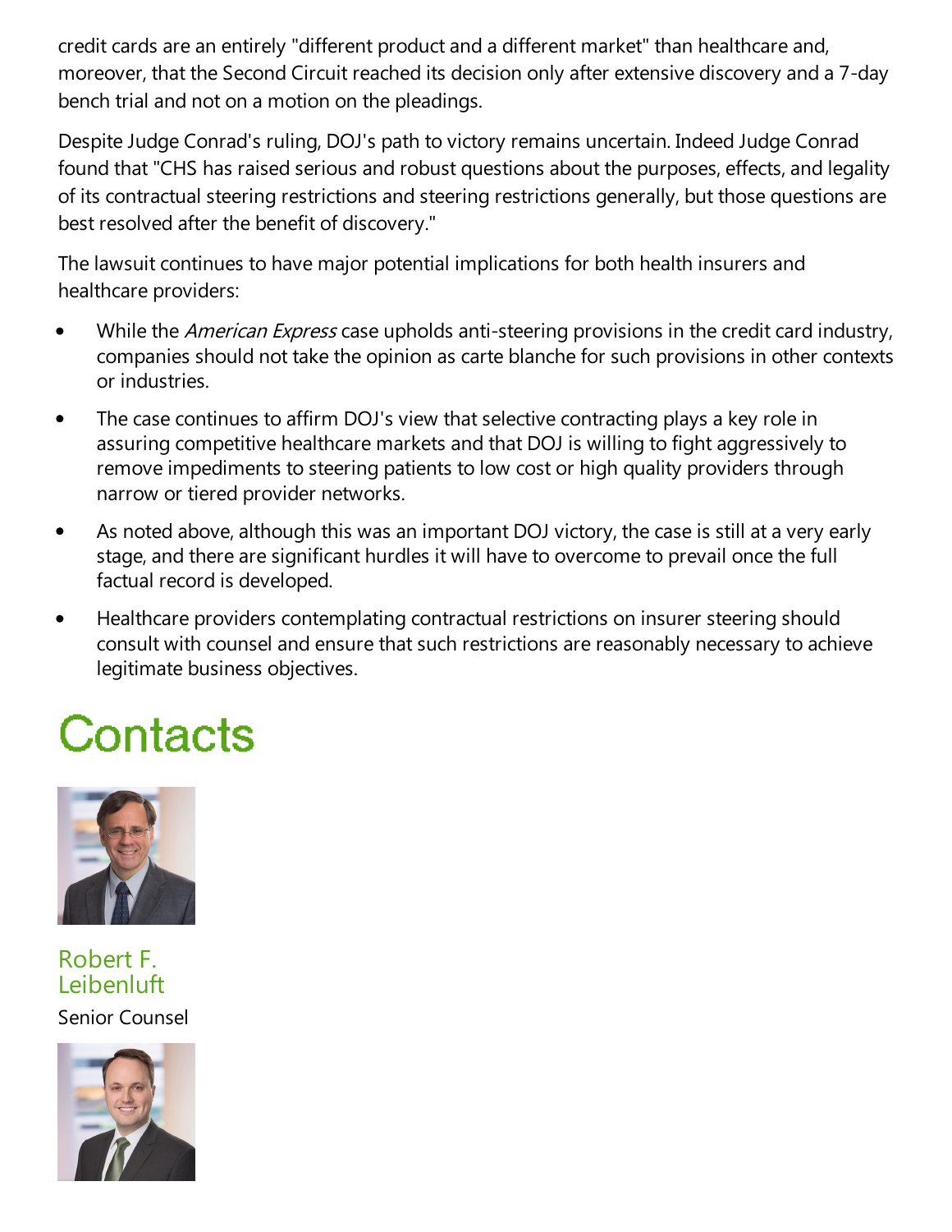credit cards are an entirely "different product and a different market" than healthcare and, moreover, that the Second Circuit reached its decision only after extensive discovery and a 7-day bench trial and not on a motion on the pleadings.

Despite Judge Conrad's ruling, DOJ's path to victory remains uncertain. Indeed Judge Conrad found that "CHS has raised serious and robust questions about the purposes, effects, and legality of its contractual steering restrictions and steering restrictions generally, but those questions are best resolved after the benefit of discovery."

The lawsuit continues to have major potential implications for both health insurers and healthcare providers:

- While the *American Express* case upholds anti-steering provisions in the credit card industry, companies should not take the opinion as carte blanche for such provisions in other contexts or industries.
- The case continues to affirm DOJ's view that selective contracting plays a key role in assuring competitive healthcare markets and that DOJ is willing to fight aggressively to remove impediments to steering patients to low cost or high quality providers through narrow or tiered provider networks.
- As noted above, although this was an important DOJ victory, the case is still at a very early stage, and there are significant hurdles it will have to overcome to prevail once the full factual record is developed.
- Healthcare providers contemplating contractual restrictions on insurer steering should consult with counsel and ensure that such restrictions are reasonably necessary to achieve legitimate business objectives.

# Contacts

Robert F. Leibenluft

Senior Counsel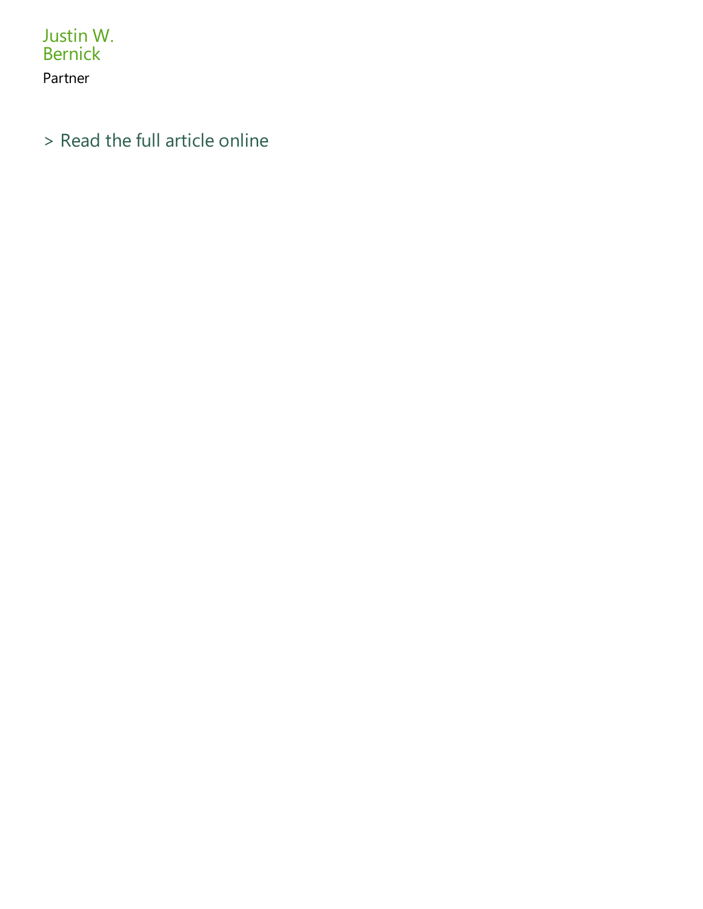Justin W. Bernick

Partner

> Read the full article online